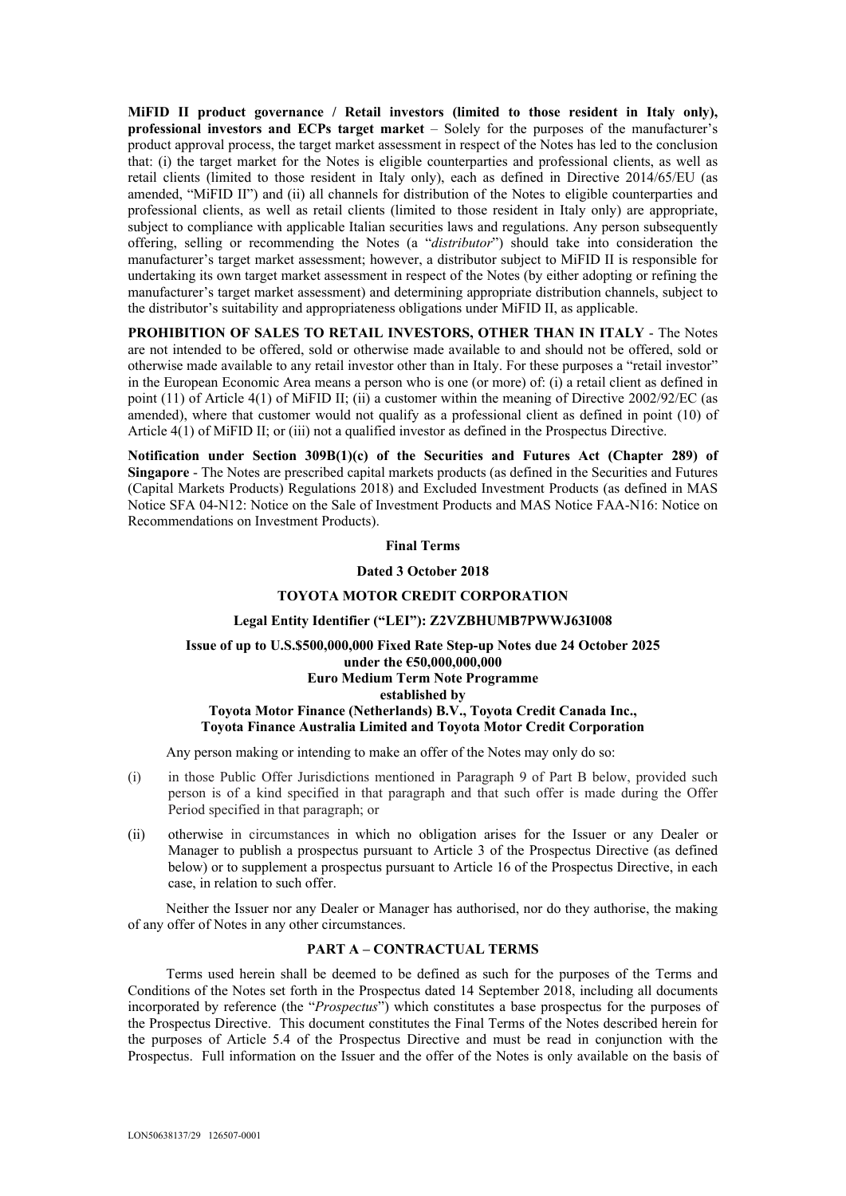**MiFID II product governance / Retail investors (limited to those resident in Italy only), professional investors and ECPs target market** – Solely for the purposes of the manufacturer's product approval process, the target market assessment in respect of the Notes has led to the conclusion that: (i) the target market for the Notes is eligible counterparties and professional clients, as well as retail clients (limited to those resident in Italy only), each as defined in Directive 2014/65/EU (as amended, "MiFID II") and (ii) all channels for distribution of the Notes to eligible counterparties and professional clients, as well as retail clients (limited to those resident in Italy only) are appropriate, subject to compliance with applicable Italian securities laws and regulations. Any person subsequently offering, selling or recommending the Notes (a "*distributor*") should take into consideration the manufacturer's target market assessment; however, a distributor subject to MiFID II is responsible for undertaking its own target market assessment in respect of the Notes (by either adopting or refining the manufacturer's target market assessment) and determining appropriate distribution channels, subject to the distributor's suitability and appropriateness obligations under MiFID II, as applicable.

**PROHIBITION OF SALES TO RETAIL INVESTORS, OTHER THAN IN ITALY** - The Notes are not intended to be offered, sold or otherwise made available to and should not be offered, sold or otherwise made available to any retail investor other than in Italy. For these purposes a "retail investor" in the European Economic Area means a person who is one (or more) of: (i) a retail client as defined in point (11) of Article 4(1) of MiFID II; (ii) a customer within the meaning of Directive 2002/92/EC (as amended), where that customer would not qualify as a professional client as defined in point (10) of Article 4(1) of MiFID II; or (iii) not a qualified investor as defined in the Prospectus Directive.

**Notification under Section 309B(1)(c) of the Securities and Futures Act (Chapter 289) of Singapore** - The Notes are prescribed capital markets products (as defined in the Securities and Futures (Capital Markets Products) Regulations 2018) and Excluded Investment Products (as defined in MAS Notice SFA 04-N12: Notice on the Sale of Investment Products and MAS Notice FAA-N16: Notice on Recommendations on Investment Products).

**Final Terms**

**Dated 3 October 2018**

**TOYOTA MOTOR CREDIT CORPORATION**

**Legal Entity Identifier ("LEI"): Z2VZBHUMB7PWWJ63I008**

**Issue of up to U.S.$500,000,000 Fixed Rate Step-up Notes due 24 October 2025 under the €50,000,000,000 Euro Medium Term Note Programme established by Toyota Motor Finance (Netherlands) B.V., Toyota Credit Canada Inc., Toyota Finance Australia Limited and Toyota Motor Credit Corporation**

Any person making or intending to make an offer of the Notes may only do so:

(i) in those Public Offer Jurisdictions mentioned in Paragraph 9 of Part B below, provided such person is of a kind specified in that paragraph and that such offer is made during the Offer Period specified in that paragraph; or

(ii) otherwise in circumstances in which no obligation arises for the Issuer or any Dealer or Manager to publish a prospectus pursuant to Article 3 of the Prospectus Directive (as defined below) or to supplement a prospectus pursuant to Article 16 of the Prospectus Directive, in each case, in relation to such offer.

Neither the Issuer nor any Dealer or Manager has authorised, nor do they authorise, the making of any offer of Notes in any other circumstances.

**PART A – CONTRACTUAL TERMS**

Terms used herein shall be deemed to be defined as such for the purposes of the Terms and Conditions of the Notes set forth in the Prospectus dated 14 September 2018, including all documents incorporated by reference (the "*Prospectus*") which constitutes a base prospectus for the purposes of the Prospectus Directive. This document constitutes the Final Terms of the Notes described herein for the purposes of Article 5.4 of the Prospectus Directive and must be read in conjunction with the Prospectus. Full information on the Issuer and the offer of the Notes is only available on the basis of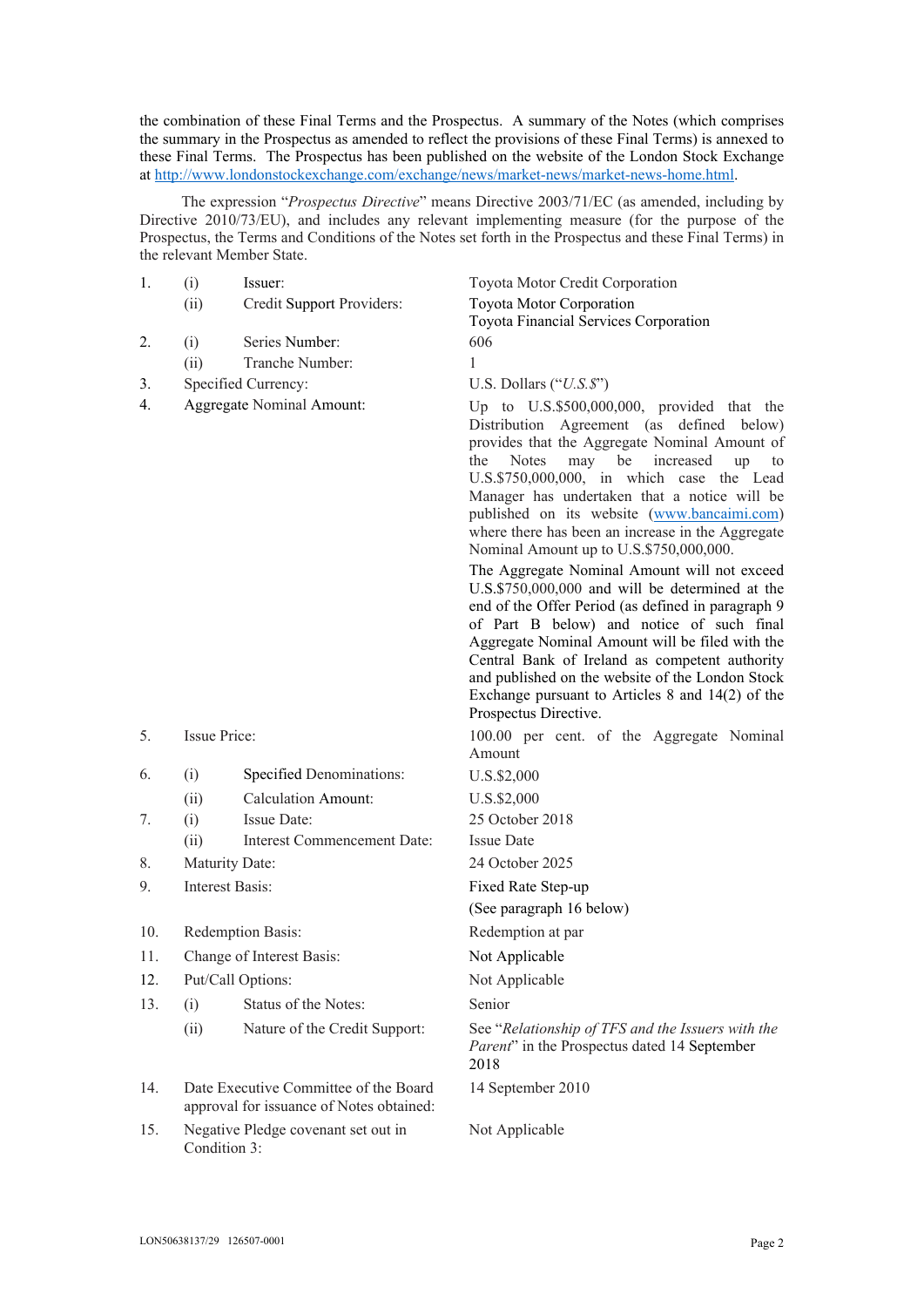the combination of these Final Terms and the Prospectus. A summary of the Notes (which comprises the summary in the Prospectus as amended to reflect the provisions of these Final Terms) is annexed to these Final Terms. The Prospectus has been published on the website of the London Stock Exchange at http://www.londonstockexchange.com/exchange/news/market-news/market-news-home.html.

The expression "*Prospectus Directive*" means Directive 2003/71/EC (as amended, including by Directive 2010/73/EU), and includes any relevant implementing measure (for the purpose of the Prospectus, the Terms and Conditions of the Notes set forth in the Prospectus and these Final Terms) in the relevant Member State.

| | | | |
|---|---|---|---|
| 1. | (i) | Issuer: | Toyota Motor Credit Corporation |
| | (ii) | Credit Support Providers: | Toyota Motor Corporation<br>Toyota Financial Services Corporation |
| 2. | (i) | Series Number: | 606 |
| | (ii) | Tranche Number: | 1 |
| 3. | Specified Currency: | | U.S. Dollars ("*U.S.$*") |
| 4. | Aggregate Nominal Amount: | | Up to U.S.$500,000,000, provided that the Distribution Agreement (as defined below) provides that the Aggregate Nominal Amount of the Notes may be increased up to U.S.$750,000,000, in which case the Lead Manager has undertaken that a notice will be published on its website (www.bancaimi.com) where there has been an increase in the Aggregate Nominal Amount up to U.S.$750,000,000.<br><br>The Aggregate Nominal Amount will not exceed U.S.$750,000,000 and will be determined at the end of the Offer Period (as defined in paragraph 9 of Part B below) and notice of such final Aggregate Nominal Amount will be filed with the Central Bank of Ireland as competent authority and published on the website of the London Stock Exchange pursuant to Articles 8 and 14(2) of the Prospectus Directive. |
| 5. | Issue Price: | | 100.00 per cent. of the Aggregate Nominal Amount |
| 6. | (i) | Specified Denominations: | U.S.$2,000 |
| | (ii) | Calculation Amount: | U.S.$2,000 |
| 7. | (i) | Issue Date: | 25 October 2018 |
| | (ii) | Interest Commencement Date: | Issue Date |
| 8. | Maturity Date: | | 24 October 2025 |
| 9. | Interest Basis: | | Fixed Rate Step-up<br>(See paragraph 16 below) |
| 10. | Redemption Basis: | | Redemption at par |
| 11. | Change of Interest Basis: | | Not Applicable |
| 12. | Put/Call Options: | | Not Applicable |
| 13. | (i) | Status of the Notes: | Senior |
| | (ii) | Nature of the Credit Support: | See "*Relationship of TFS and the Issuers with the Parent*" in the Prospectus dated 14 September 2018 |
| 14. | Date Executive Committee of the Board approval for issuance of Notes obtained: | | 14 September 2010 |
| 15. | Negative Pledge covenant set out in Condition 3: | | Not Applicable |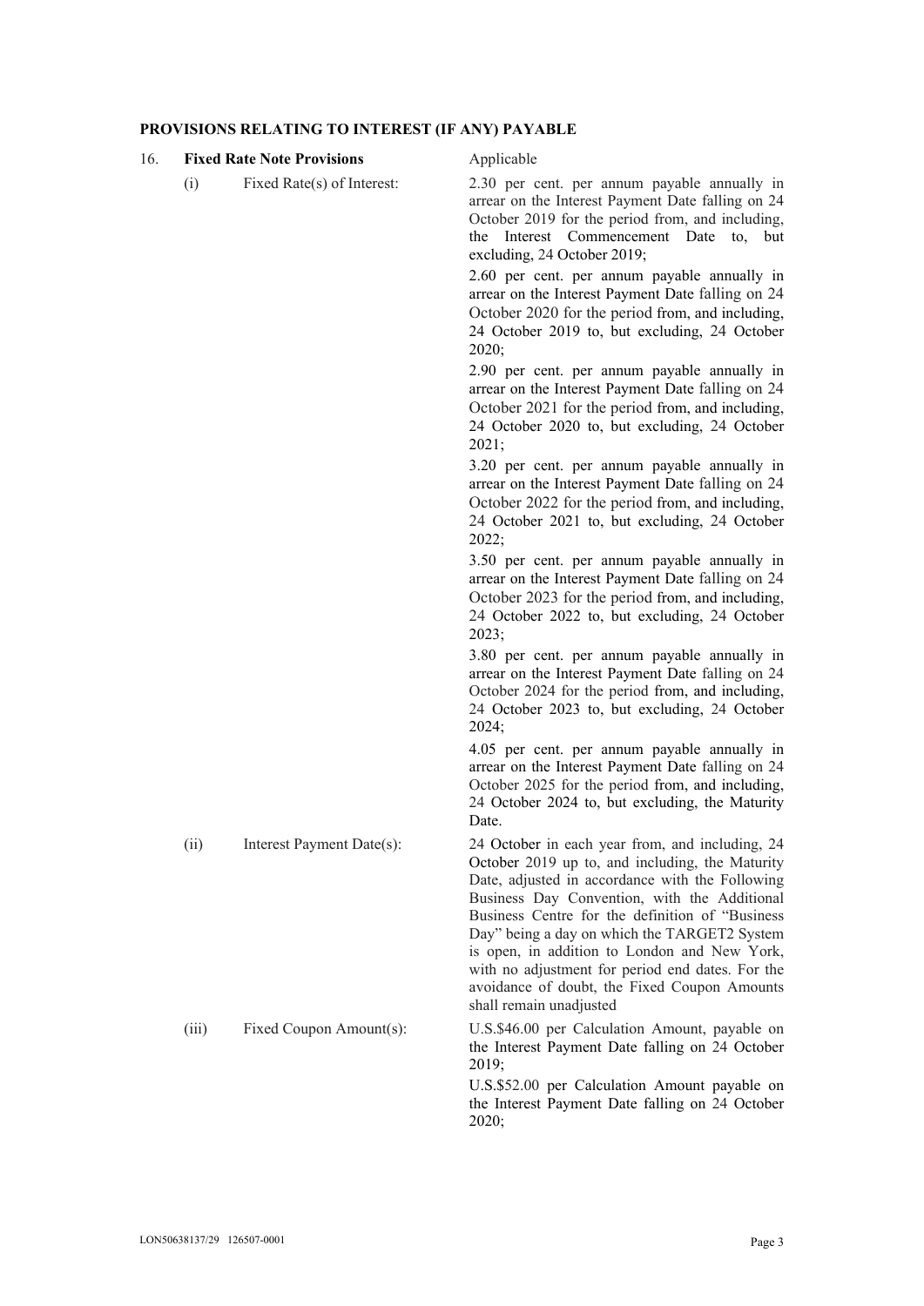**PROVISIONS RELATING TO INTEREST (IF ANY) PAYABLE**

| | | | |
|---|---|---|---|
| 16. | **Fixed Rate Note Provisions** | | Applicable |
| | (i) | Fixed Rate(s) of Interest: | 2.30 per cent. per annum payable annually in arrear on the Interest Payment Date falling on 24 October 2019 for the period from, and including, the Interest Commencement Date to, but excluding, 24 October 2019;<br><br>2.60 per cent. per annum payable annually in arrear on the Interest Payment Date falling on 24 October 2020 for the period from, and including, 24 October 2019 to, but excluding, 24 October 2020;<br><br>2.90 per cent. per annum payable annually in arrear on the Interest Payment Date falling on 24 October 2021 for the period from, and including, 24 October 2020 to, but excluding, 24 October 2021;<br><br>3.20 per cent. per annum payable annually in arrear on the Interest Payment Date falling on 24 October 2022 for the period from, and including, 24 October 2021 to, but excluding, 24 October 2022;<br><br>3.50 per cent. per annum payable annually in arrear on the Interest Payment Date falling on 24 October 2023 for the period from, and including, 24 October 2022 to, but excluding, 24 October 2023;<br><br>3.80 per cent. per annum payable annually in arrear on the Interest Payment Date falling on 24 October 2024 for the period from, and including, 24 October 2023 to, but excluding, 24 October 2024;<br><br>4.05 per cent. per annum payable annually in arrear on the Interest Payment Date falling on 24 October 2025 for the period from, and including, 24 October 2024 to, but excluding, the Maturity Date. |
| | (ii) | Interest Payment Date(s): | 24 October in each year from, and including, 24 October 2019 up to, and including, the Maturity Date, adjusted in accordance with the Following Business Day Convention, with the Additional Business Centre for the definition of "Business Day" being a day on which the TARGET2 System is open, in addition to London and New York, with no adjustment for period end dates. For the avoidance of doubt, the Fixed Coupon Amounts shall remain unadjusted |
| | (iii) | Fixed Coupon Amount(s): | U.S.$46.00 per Calculation Amount, payable on the Interest Payment Date falling on 24 October 2019;<br><br>U.S.$52.00 per Calculation Amount payable on the Interest Payment Date falling on 24 October 2020; |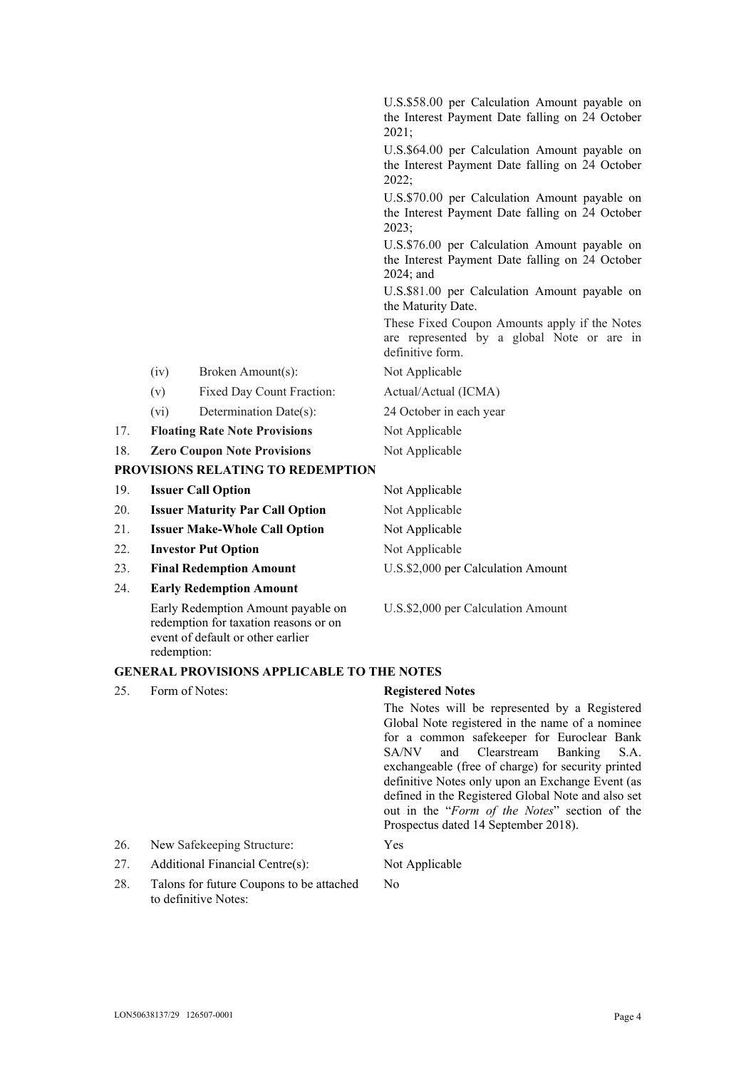| | | | |
|---|---|---|---|
| | | | U.S.$58.00 per Calculation Amount payable on the Interest Payment Date falling on 24 October 2021;<br><br>U.S.$64.00 per Calculation Amount payable on the Interest Payment Date falling on 24 October 2022;<br><br>U.S.$70.00 per Calculation Amount payable on the Interest Payment Date falling on 24 October 2023;<br><br>U.S.$76.00 per Calculation Amount payable on the Interest Payment Date falling on 24 October 2024; and<br><br>U.S.$81.00 per Calculation Amount payable on the Maturity Date.<br><br>These Fixed Coupon Amounts apply if the Notes are represented by a global Note or are in definitive form. |
| | (iv) | Broken Amount(s): | Not Applicable |
| | (v) | Fixed Day Count Fraction: | Actual/Actual (ICMA) |
| | (vi) | Determination Date(s): | 24 October in each year |
| 17. | **Floating Rate Note Provisions** | | Not Applicable |
| 18. | **Zero Coupon Note Provisions** | | Not Applicable |

**PROVISIONS RELATING TO REDEMPTION**

| | | |
|---|---|---|
| 19. | **Issuer Call Option** | Not Applicable |
| 20. | **Issuer Maturity Par Call Option** | Not Applicable |
| 21. | **Issuer Make-Whole Call Option** | Not Applicable |
| 22. | **Investor Put Option** | Not Applicable |
| 23. | **Final Redemption Amount** | U.S.$2,000 per Calculation Amount |
| 24. | **Early Redemption Amount** | |
| | Early Redemption Amount payable on redemption for taxation reasons or on event of default or other earlier redemption: | U.S.$2,000 per Calculation Amount |

**GENERAL PROVISIONS APPLICABLE TO THE NOTES**

| | | |
|---|---|---|
| 25. | Form of Notes: | **Registered Notes**<br><br>The Notes will be represented by a Registered Global Note registered in the name of a nominee for a common safekeeper for Euroclear Bank SA/NV and Clearstream Banking S.A. exchangeable (free of charge) for security printed definitive Notes only upon an Exchange Event (as defined in the Registered Global Note and also set out in the "*Form of the Notes*" section of the Prospectus dated 14 September 2018). |
| 26. | New Safekeeping Structure: | Yes |
| 27. | Additional Financial Centre(s): | Not Applicable |
| 28. | Talons for future Coupons to be attached to definitive Notes: | No |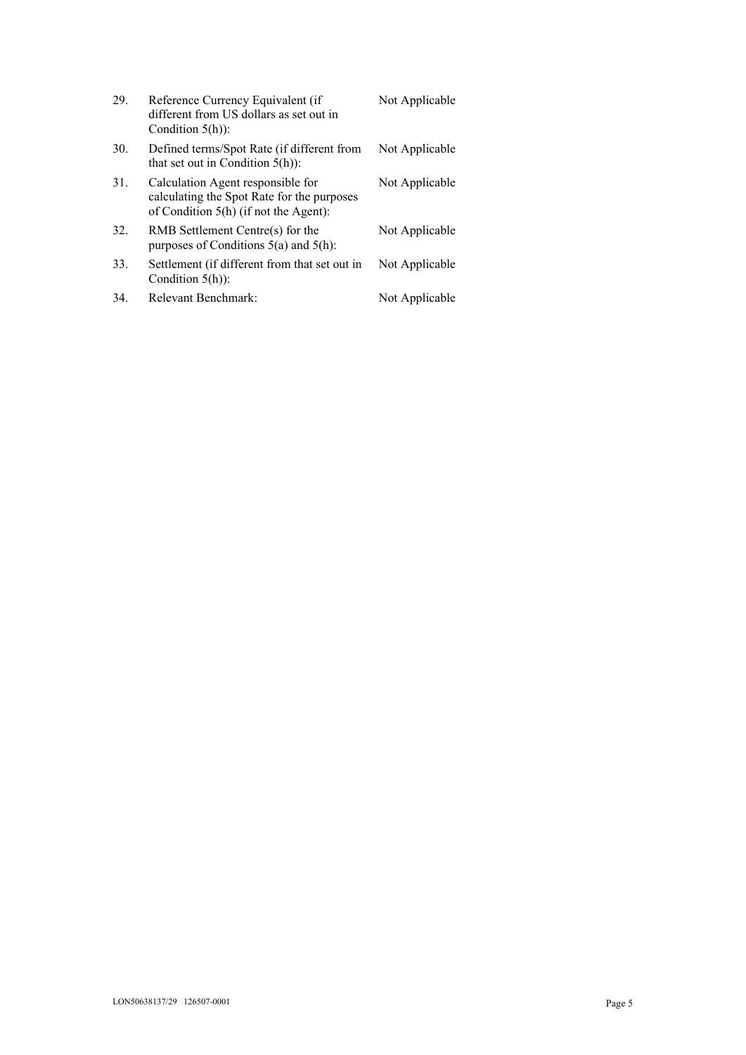| | | |
|---|---|---|
| 29. | Reference Currency Equivalent (if different from US dollars as set out in Condition 5(h)): | Not Applicable |
| 30. | Defined terms/Spot Rate (if different from that set out in Condition 5(h)): | Not Applicable |
| 31. | Calculation Agent responsible for calculating the Spot Rate for the purposes of Condition 5(h) (if not the Agent): | Not Applicable |
| 32. | RMB Settlement Centre(s) for the purposes of Conditions 5(a) and 5(h): | Not Applicable |
| 33. | Settlement (if different from that set out in Condition 5(h)): | Not Applicable |
| 34. | Relevant Benchmark: | Not Applicable |

LON50638137/29 126507-0001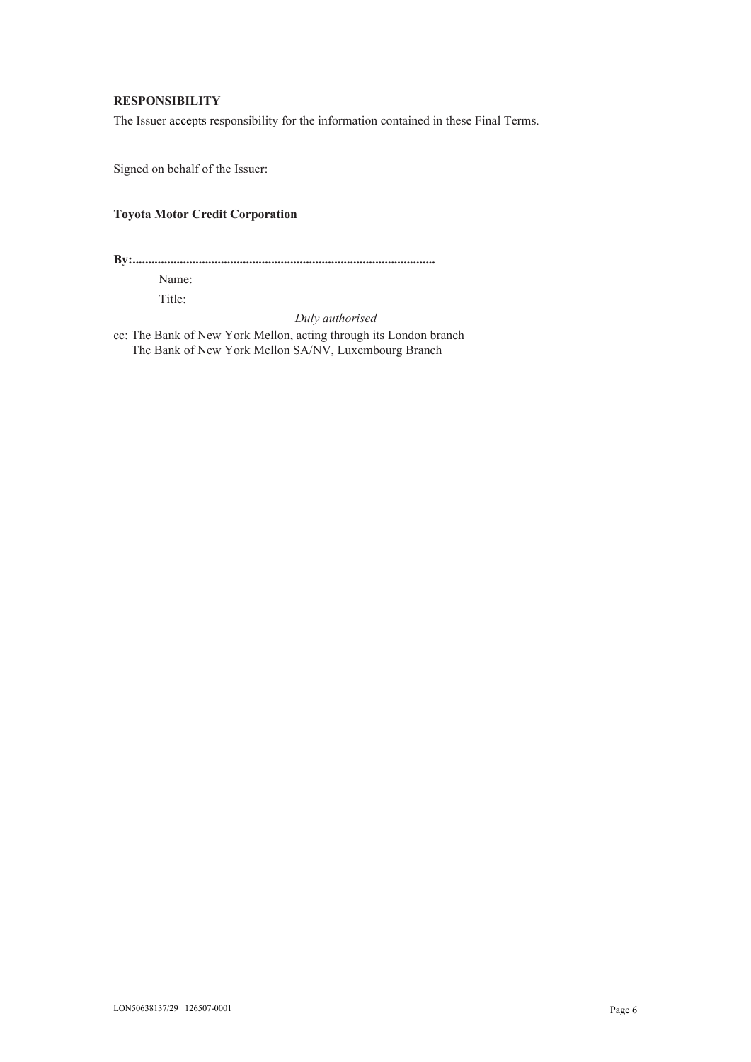**RESPONSIBILITY**

The Issuer accepts responsibility for the information contained in these Final Terms.

Signed on behalf of the Issuer:

**Toyota Motor Credit Corporation**

**By:..............................................................................................**

Name:

Title:

*Duly authorised*

cc: The Bank of New York Mellon, acting through its London branch
The Bank of New York Mellon SA/NV, Luxembourg Branch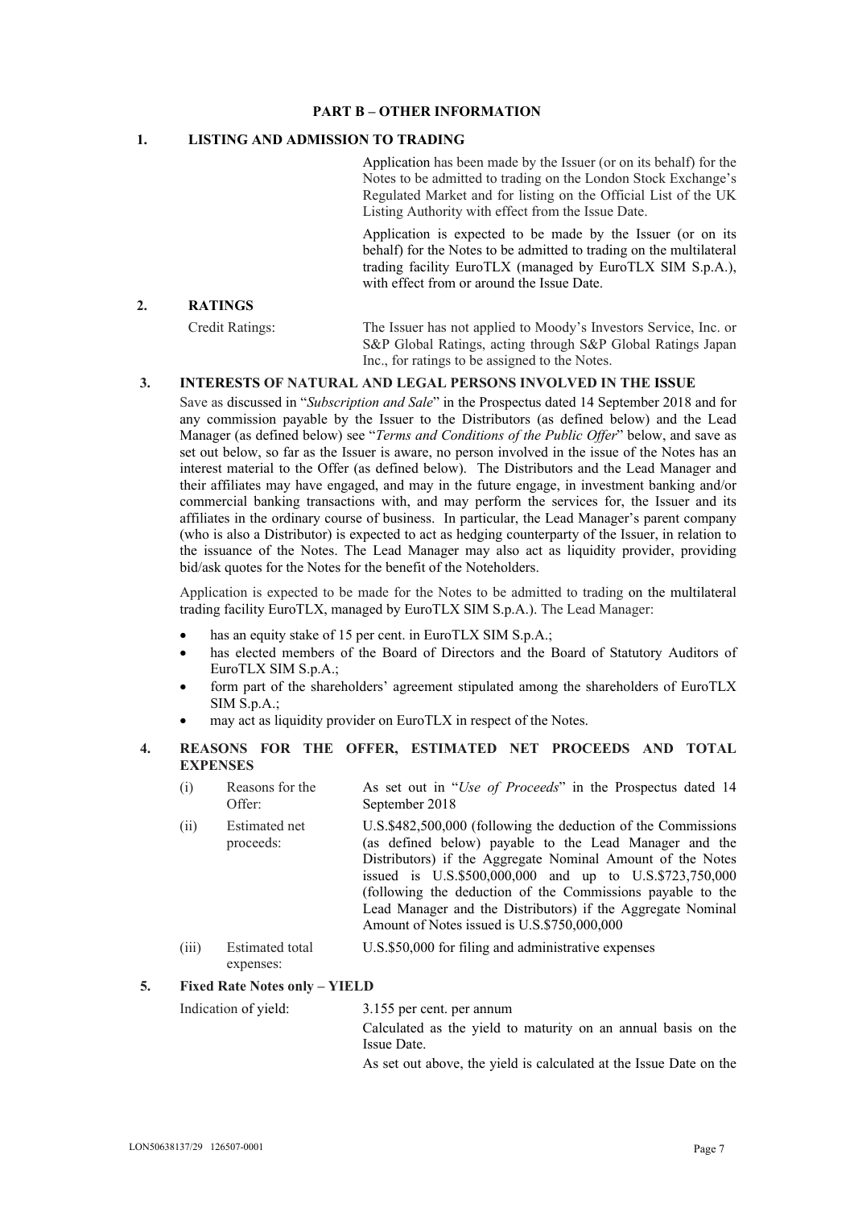## PART B – OTHER INFORMATION

### 1. LISTING AND ADMISSION TO TRADING

Application has been made by the Issuer (or on its behalf) for the Notes to be admitted to trading on the London Stock Exchange's Regulated Market and for listing on the Official List of the UK Listing Authority with effect from the Issue Date.

Application is expected to be made by the Issuer (or on its behalf) for the Notes to be admitted to trading on the multilateral trading facility EuroTLX (managed by EuroTLX SIM S.p.A.), with effect from or around the Issue Date.

### 2. RATINGS

| | |
|---|---|
| Credit Ratings: | The Issuer has not applied to Moody's Investors Service, Inc. or S&P Global Ratings, acting through S&P Global Ratings Japan Inc., for ratings to be assigned to the Notes. |

### 3. INTERESTS OF NATURAL AND LEGAL PERSONS INVOLVED IN THE ISSUE

Save as discussed in "*Subscription and Sale*" in the Prospectus dated 14 September 2018 and for any commission payable by the Issuer to the Distributors (as defined below) and the Lead Manager (as defined below) see "*Terms and Conditions of the Public Offer*" below, and save as set out below, so far as the Issuer is aware, no person involved in the issue of the Notes has an interest material to the Offer (as defined below). The Distributors and the Lead Manager and their affiliates may have engaged, and may in the future engage, in investment banking and/or commercial banking transactions with, and may perform the services for, the Issuer and its affiliates in the ordinary course of business. In particular, the Lead Manager's parent company (who is also a Distributor) is expected to act as hedging counterparty of the Issuer, in relation to the issuance of the Notes. The Lead Manager may also act as liquidity provider, providing bid/ask quotes for the Notes for the benefit of the Noteholders.

Application is expected to be made for the Notes to be admitted to trading on the multilateral trading facility EuroTLX, managed by EuroTLX SIM S.p.A.). The Lead Manager:

- has an equity stake of 15 per cent. in EuroTLX SIM S.p.A.;
- has elected members of the Board of Directors and the Board of Statutory Auditors of EuroTLX SIM S.p.A.;
- form part of the shareholders' agreement stipulated among the shareholders of EuroTLX SIM S.p.A.;
- may act as liquidity provider on EuroTLX in respect of the Notes.

### 4. REASONS FOR THE OFFER, ESTIMATED NET PROCEEDS AND TOTAL EXPENSES

| | | |
|---|---|---|
| (i) | Reasons for the Offer: | As set out in "*Use of Proceeds*" in the Prospectus dated 14 September 2018 |
| (ii) | Estimated net proceeds: | U.S.$482,500,000 (following the deduction of the Commissions (as defined below) payable to the Lead Manager and the Distributors) if the Aggregate Nominal Amount of the Notes issued is U.S.$500,000,000 and up to U.S.$723,750,000 (following the deduction of the Commissions payable to the Lead Manager and the Distributors) if the Aggregate Nominal Amount of Notes issued is U.S.$750,000,000 |
| (iii) | Estimated total expenses: | U.S.$50,000 for filing and administrative expenses |

### 5. Fixed Rate Notes only – YIELD

Indication of yield: 3.155 per cent. per annum

Calculated as the yield to maturity on an annual basis on the Issue Date.

As set out above, the yield is calculated at the Issue Date on the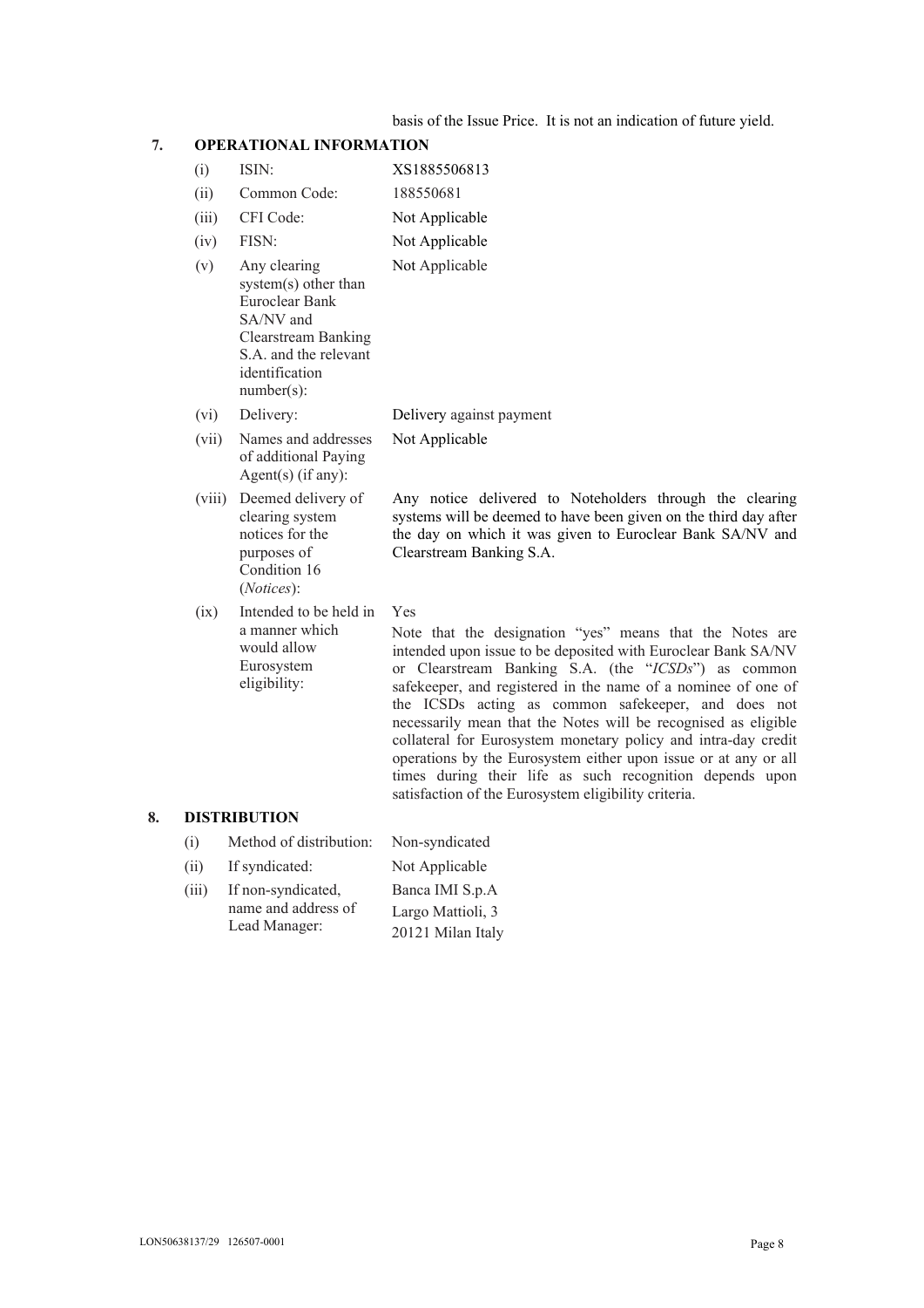basis of the Issue Price. It is not an indication of future yield.

## 7. OPERATIONAL INFORMATION

| | | |
|---|---|---|
| (i) | ISIN: | XS1885506813 |
| (ii) | Common Code: | 188550681 |
| (iii) | CFI Code: | Not Applicable |
| (iv) | FISN: | Not Applicable |
| (v) | Any clearing system(s) other than Euroclear Bank SA/NV and Clearstream Banking S.A. and the relevant identification number(s): | Not Applicable |
| (vi) | Delivery: | Delivery against payment |
| (vii) | Names and addresses of additional Paying Agent(s) (if any): | Not Applicable |
| (viii) | Deemed delivery of clearing system notices for the purposes of Condition 16 (*Notices*): | Any notice delivered to Noteholders through the clearing systems will be deemed to have been given on the third day after the day on which it was given to Euroclear Bank SA/NV and Clearstream Banking S.A. |
| (ix) | Intended to be held in a manner which would allow Eurosystem eligibility: | Yes<br><br>Note that the designation "yes" means that the Notes are intended upon issue to be deposited with Euroclear Bank SA/NV or Clearstream Banking S.A. (the "*ICSDs*") as common safekeeper, and registered in the name of a nominee of one of the ICSDs acting as common safekeeper, and does not necessarily mean that the Notes will be recognised as eligible collateral for Eurosystem monetary policy and intra-day credit operations by the Eurosystem either upon issue or at any or all times during their life as such recognition depends upon satisfaction of the Eurosystem eligibility criteria. |

## 8. DISTRIBUTION

| | | |
|---|---|---|
| (i) | Method of distribution: | Non-syndicated |
| (ii) | If syndicated: | Not Applicable |
| (iii) | If non-syndicated, name and address of Lead Manager: | Banca IMI S.p.A<br>Largo Mattioli, 3<br>20121 Milan Italy |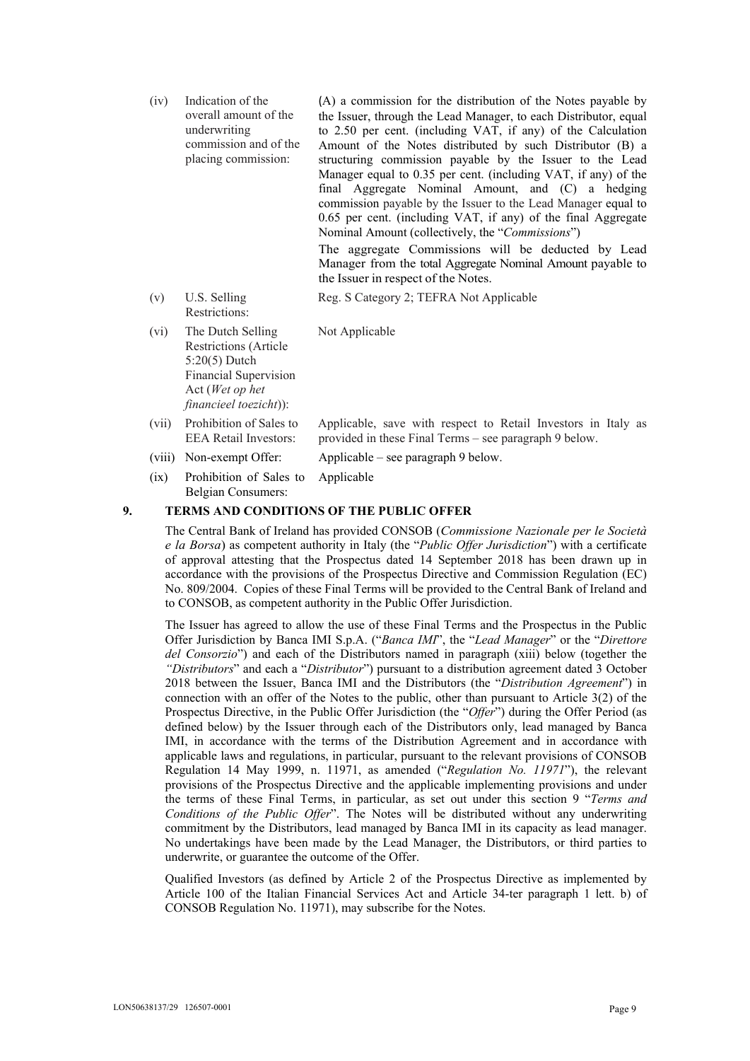| | | |
|---|---|---|
| (iv) | Indication of the overall amount of the underwriting commission and of the placing commission: | (A) a commission for the distribution of the Notes payable by the Issuer, through the Lead Manager, to each Distributor, equal to 2.50 per cent. (including VAT, if any) of the Calculation Amount of the Notes distributed by such Distributor (B) a structuring commission payable by the Issuer to the Lead Manager equal to 0.35 per cent. (including VAT, if any) of the final Aggregate Nominal Amount, and (C) a hedging commission payable by the Issuer to the Lead Manager equal to 0.65 per cent. (including VAT, if any) of the final Aggregate Nominal Amount (collectively, the "*Commissions*")<br><br>The aggregate Commissions will be deducted by Lead Manager from the total Aggregate Nominal Amount payable to the Issuer in respect of the Notes. |
| (v) | U.S. Selling Restrictions: | Reg. S Category 2; TEFRA Not Applicable |
| (vi) | The Dutch Selling Restrictions (Article 5:20(5) Dutch Financial Supervision Act (*Wet op het financieel toezicht*)): | Not Applicable |
| (vii) | Prohibition of Sales to EEA Retail Investors: | Applicable, save with respect to Retail Investors in Italy as provided in these Final Terms – see paragraph 9 below. |
| (viii) | Non-exempt Offer: | Applicable – see paragraph 9 below. |
| (ix) | Prohibition of Sales to Belgian Consumers: | Applicable |

## 9. TERMS AND CONDITIONS OF THE PUBLIC OFFER

The Central Bank of Ireland has provided CONSOB (*Commissione Nazionale per le Società e la Borsa*) as competent authority in Italy (the "*Public Offer Jurisdiction*") with a certificate of approval attesting that the Prospectus dated 14 September 2018 has been drawn up in accordance with the provisions of the Prospectus Directive and Commission Regulation (EC) No. 809/2004. Copies of these Final Terms will be provided to the Central Bank of Ireland and to CONSOB, as competent authority in the Public Offer Jurisdiction.

The Issuer has agreed to allow the use of these Final Terms and the Prospectus in the Public Offer Jurisdiction by Banca IMI S.p.A. ("*Banca IMI*", the "*Lead Manager*" or the "*Direttore del Consorzio*") and each of the Distributors named in paragraph (xiii) below (together the *"Distributors*" and each a "*Distributor*") pursuant to a distribution agreement dated 3 October 2018 between the Issuer, Banca IMI and the Distributors (the "*Distribution Agreement*") in connection with an offer of the Notes to the public, other than pursuant to Article 3(2) of the Prospectus Directive, in the Public Offer Jurisdiction (the "*Offer*") during the Offer Period (as defined below) by the Issuer through each of the Distributors only, lead managed by Banca IMI, in accordance with the terms of the Distribution Agreement and in accordance with applicable laws and regulations, in particular, pursuant to the relevant provisions of CONSOB Regulation 14 May 1999, n. 11971, as amended ("*Regulation No. 11971*"), the relevant provisions of the Prospectus Directive and the applicable implementing provisions and under the terms of these Final Terms, in particular, as set out under this section 9 "*Terms and Conditions of the Public Offer*". The Notes will be distributed without any underwriting commitment by the Distributors, lead managed by Banca IMI in its capacity as lead manager. No undertakings have been made by the Lead Manager, the Distributors, or third parties to underwrite, or guarantee the outcome of the Offer.

Qualified Investors (as defined by Article 2 of the Prospectus Directive as implemented by Article 100 of the Italian Financial Services Act and Article 34-ter paragraph 1 lett. b) of CONSOB Regulation No. 11971), may subscribe for the Notes.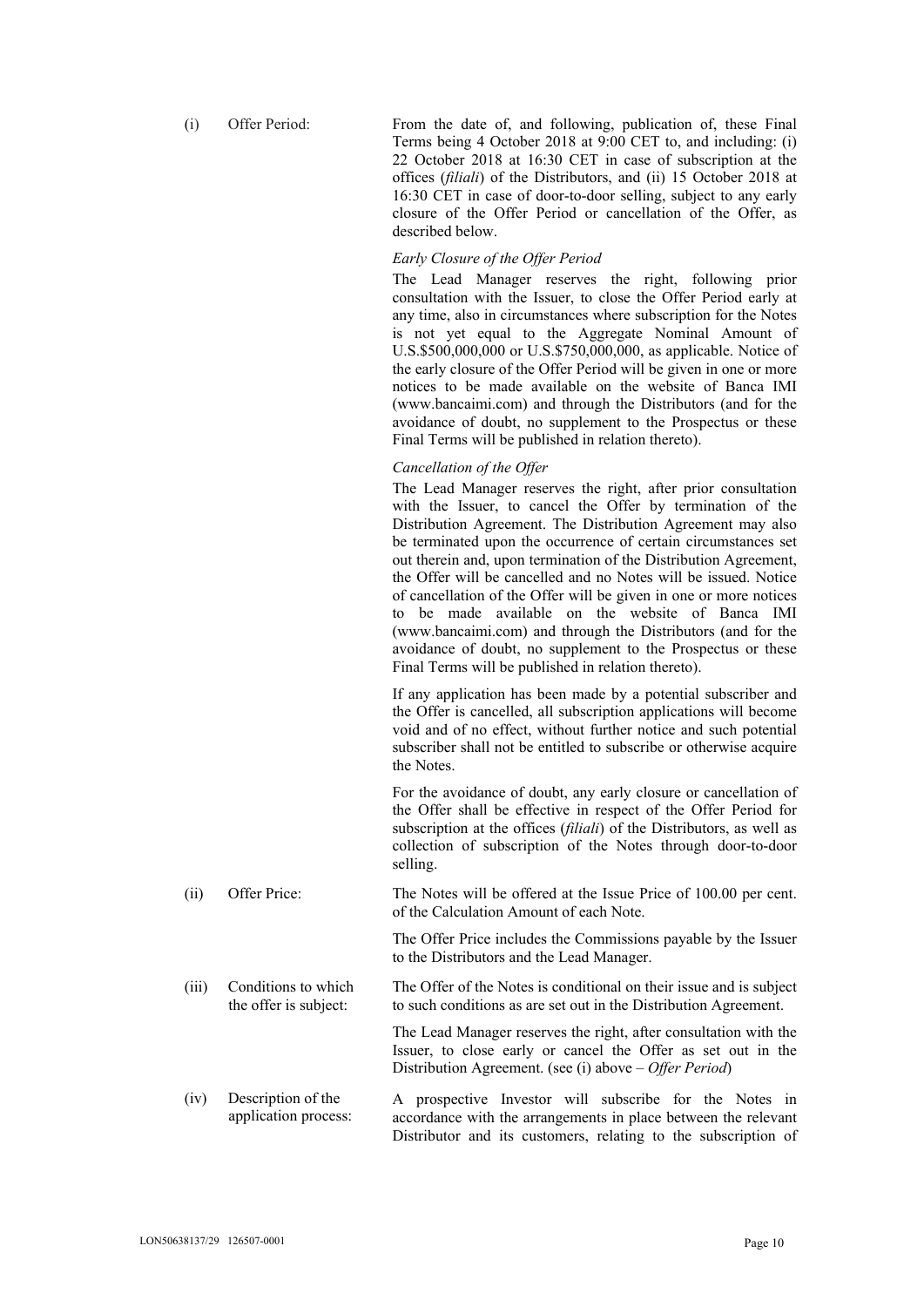| | | |
|---|---|---|
| (i) | Offer Period: | From the date of, and following, publication of, these Final Terms being 4 October 2018 at 9:00 CET to, and including: (i) 22 October 2018 at 16:30 CET in case of subscription at the offices (*filiali*) of the Distributors, and (ii) 15 October 2018 at 16:30 CET in case of door-to-door selling, subject to any early closure of the Offer Period or cancellation of the Offer, as described below.<br><br>*Early Closure of the Offer Period*<br><br>The Lead Manager reserves the right, following prior consultation with the Issuer, to close the Offer Period early at any time, also in circumstances where subscription for the Notes is not yet equal to the Aggregate Nominal Amount of U.S.$500,000,000 or U.S.$750,000,000, as applicable. Notice of the early closure of the Offer Period will be given in one or more notices to be made available on the website of Banca IMI (www.bancaimi.com) and through the Distributors (and for the avoidance of doubt, no supplement to the Prospectus or these Final Terms will be published in relation thereto).<br><br>*Cancellation of the Offer*<br><br>The Lead Manager reserves the right, after prior consultation with the Issuer, to cancel the Offer by termination of the Distribution Agreement. The Distribution Agreement may also be terminated upon the occurrence of certain circumstances set out therein and, upon termination of the Distribution Agreement, the Offer will be cancelled and no Notes will be issued. Notice of cancellation of the Offer will be given in one or more notices to be made available on the website of Banca IMI (www.bancaimi.com) and through the Distributors (and for the avoidance of doubt, no supplement to the Prospectus or these Final Terms will be published in relation thereto).<br><br>If any application has been made by a potential subscriber and the Offer is cancelled, all subscription applications will become void and of no effect, without further notice and such potential subscriber shall not be entitled to subscribe or otherwise acquire the Notes.<br><br>For the avoidance of doubt, any early closure or cancellation of the Offer shall be effective in respect of the Offer Period for subscription at the offices (*filiali*) of the Distributors, as well as collection of subscription of the Notes through door-to-door selling. |
| (ii) | Offer Price: | The Notes will be offered at the Issue Price of 100.00 per cent. of the Calculation Amount of each Note.<br><br>The Offer Price includes the Commissions payable by the Issuer to the Distributors and the Lead Manager. |
| (iii) | Conditions to which the offer is subject: | The Offer of the Notes is conditional on their issue and is subject to such conditions as are set out in the Distribution Agreement.<br><br>The Lead Manager reserves the right, after consultation with the Issuer, to close early or cancel the Offer as set out in the Distribution Agreement. (see (i) above – *Offer Period*) |
| (iv) | Description of the application process: | A prospective Investor will subscribe for the Notes in accordance with the arrangements in place between the relevant Distributor and its customers, relating to the subscription of |

LON50638137/29 126507-0001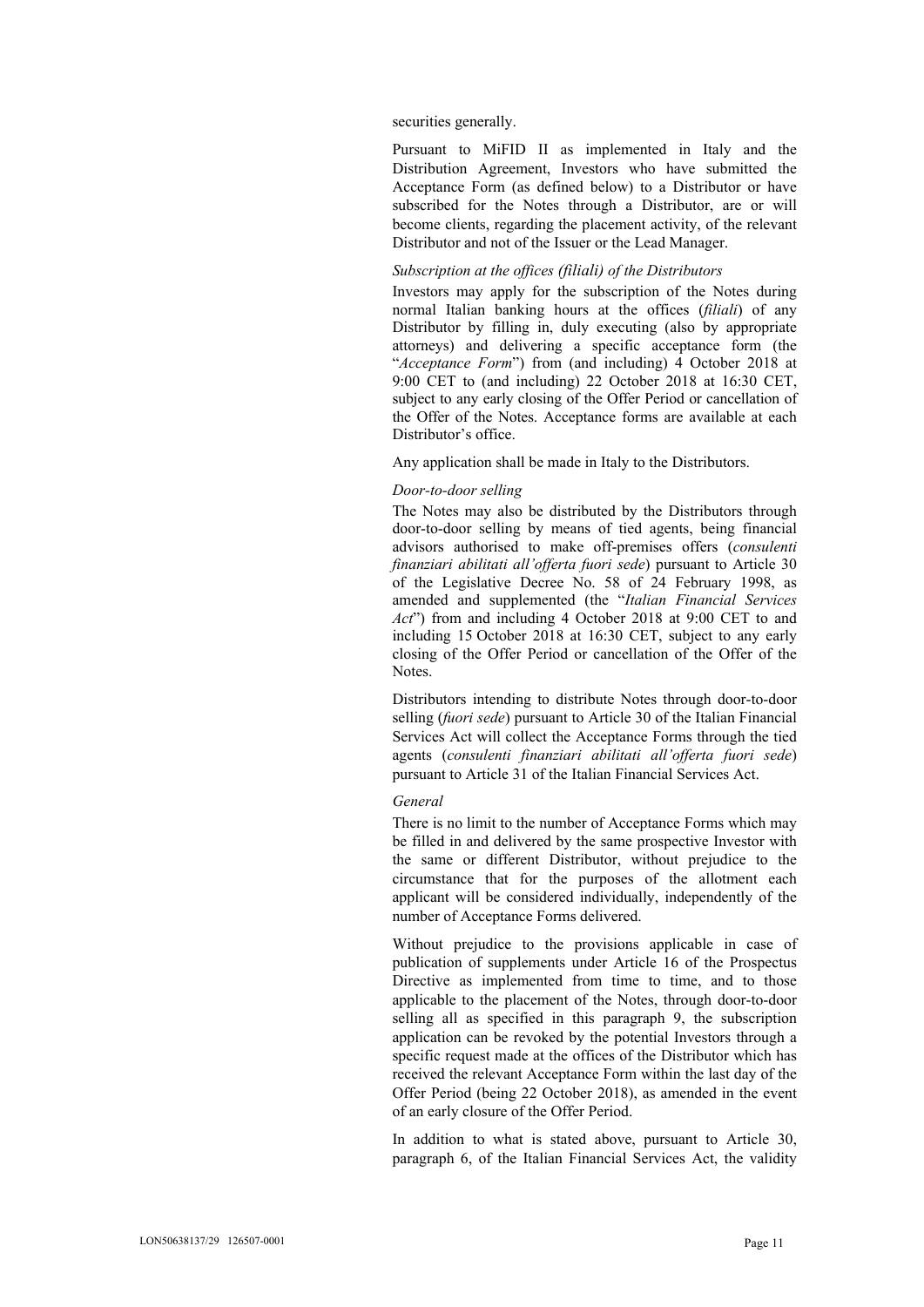securities generally.

Pursuant to MiFID II as implemented in Italy and the Distribution Agreement, Investors who have submitted the Acceptance Form (as defined below) to a Distributor or have subscribed for the Notes through a Distributor, are or will become clients, regarding the placement activity, of the relevant Distributor and not of the Issuer or the Lead Manager.

*Subscription at the offices (filiali) of the Distributors*

Investors may apply for the subscription of the Notes during normal Italian banking hours at the offices (*filiali*) of any Distributor by filling in, duly executing (also by appropriate attorneys) and delivering a specific acceptance form (the "*Acceptance Form*") from (and including) 4 October 2018 at 9:00 CET to (and including) 22 October 2018 at 16:30 CET, subject to any early closing of the Offer Period or cancellation of the Offer of the Notes. Acceptance forms are available at each Distributor's office.

Any application shall be made in Italy to the Distributors.

*Door-to-door selling*

The Notes may also be distributed by the Distributors through door-to-door selling by means of tied agents, being financial advisors authorised to make off-premises offers (*consulenti finanziari abilitati all'offerta fuori sede*) pursuant to Article 30 of the Legislative Decree No. 58 of 24 February 1998, as amended and supplemented (the "*Italian Financial Services Act*") from and including 4 October 2018 at 9:00 CET to and including 15 October 2018 at 16:30 CET, subject to any early closing of the Offer Period or cancellation of the Offer of the Notes.

Distributors intending to distribute Notes through door-to-door selling (*fuori sede*) pursuant to Article 30 of the Italian Financial Services Act will collect the Acceptance Forms through the tied agents (*consulenti finanziari abilitati all'offerta fuori sede*) pursuant to Article 31 of the Italian Financial Services Act.

*General*

There is no limit to the number of Acceptance Forms which may be filled in and delivered by the same prospective Investor with the same or different Distributor, without prejudice to the circumstance that for the purposes of the allotment each applicant will be considered individually, independently of the number of Acceptance Forms delivered.

Without prejudice to the provisions applicable in case of publication of supplements under Article 16 of the Prospectus Directive as implemented from time to time, and to those applicable to the placement of the Notes, through door-to-door selling all as specified in this paragraph 9, the subscription application can be revoked by the potential Investors through a specific request made at the offices of the Distributor which has received the relevant Acceptance Form within the last day of the Offer Period (being 22 October 2018), as amended in the event of an early closure of the Offer Period.

In addition to what is stated above, pursuant to Article 30, paragraph 6, of the Italian Financial Services Act, the validity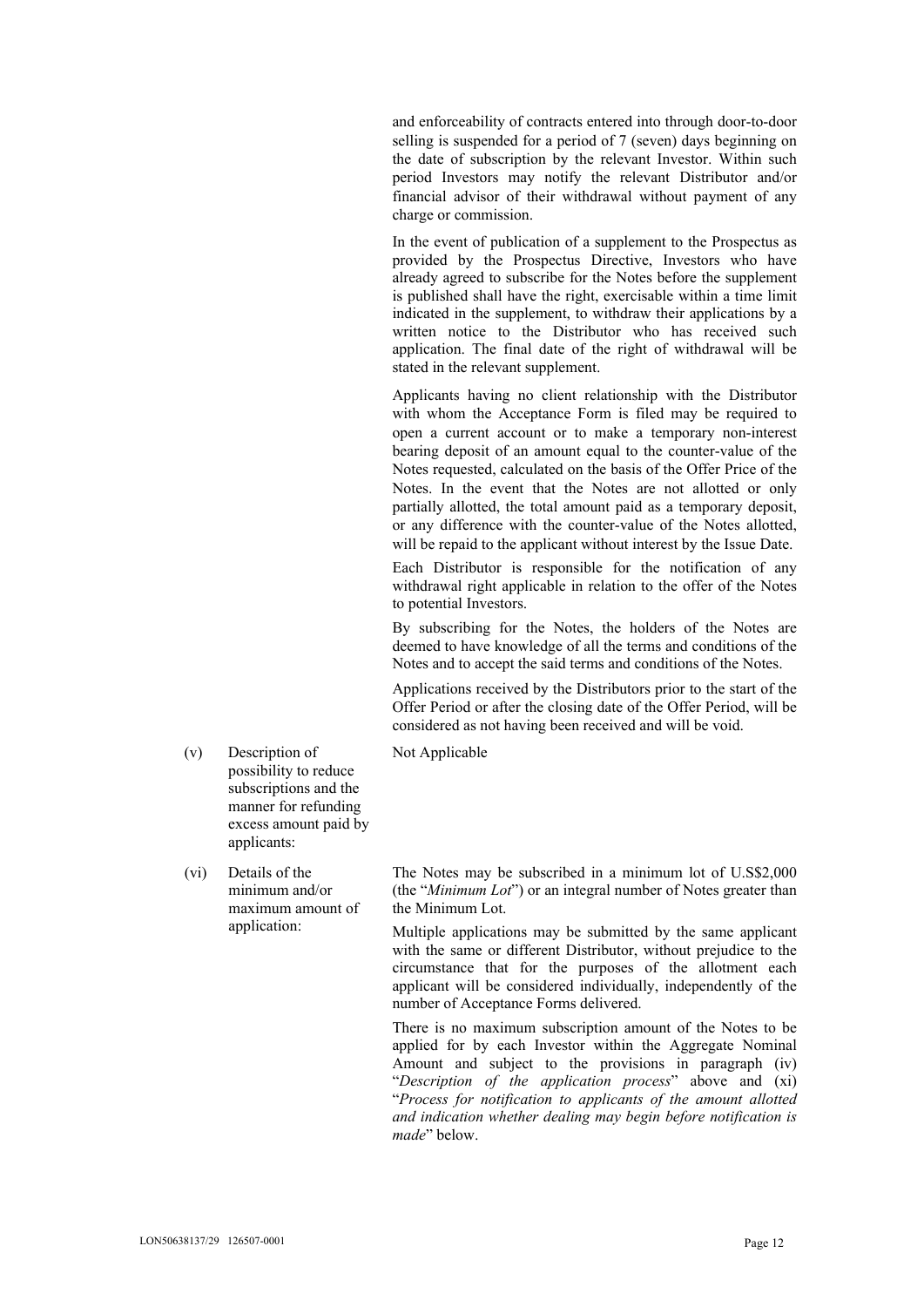and enforceability of contracts entered into through door-to-door selling is suspended for a period of 7 (seven) days beginning on the date of subscription by the relevant Investor. Within such period Investors may notify the relevant Distributor and/or financial advisor of their withdrawal without payment of any charge or commission.

In the event of publication of a supplement to the Prospectus as provided by the Prospectus Directive, Investors who have already agreed to subscribe for the Notes before the supplement is published shall have the right, exercisable within a time limit indicated in the supplement, to withdraw their applications by a written notice to the Distributor who has received such application. The final date of the right of withdrawal will be stated in the relevant supplement.

Applicants having no client relationship with the Distributor with whom the Acceptance Form is filed may be required to open a current account or to make a temporary non-interest bearing deposit of an amount equal to the counter-value of the Notes requested, calculated on the basis of the Offer Price of the Notes. In the event that the Notes are not allotted or only partially allotted, the total amount paid as a temporary deposit, or any difference with the counter-value of the Notes allotted, will be repaid to the applicant without interest by the Issue Date.

Each Distributor is responsible for the notification of any withdrawal right applicable in relation to the offer of the Notes to potential Investors.

By subscribing for the Notes, the holders of the Notes are deemed to have knowledge of all the terms and conditions of the Notes and to accept the said terms and conditions of the Notes.

Applications received by the Distributors prior to the start of the Offer Period or after the closing date of the Offer Period, will be considered as not having been received and will be void.

(v) Description of possibility to reduce subscriptions and the manner for refunding excess amount paid by applicants:

Not Applicable

(vi) Details of the minimum and/or maximum amount of application:

The Notes may be subscribed in a minimum lot of U.S$2,000 (the "*Minimum Lot*") or an integral number of Notes greater than the Minimum Lot.

Multiple applications may be submitted by the same applicant with the same or different Distributor, without prejudice to the circumstance that for the purposes of the allotment each applicant will be considered individually, independently of the number of Acceptance Forms delivered.

There is no maximum subscription amount of the Notes to be applied for by each Investor within the Aggregate Nominal Amount and subject to the provisions in paragraph (iv) "*Description of the application process*" above and (xi) "*Process for notification to applicants of the amount allotted and indication whether dealing may begin before notification is made*" below.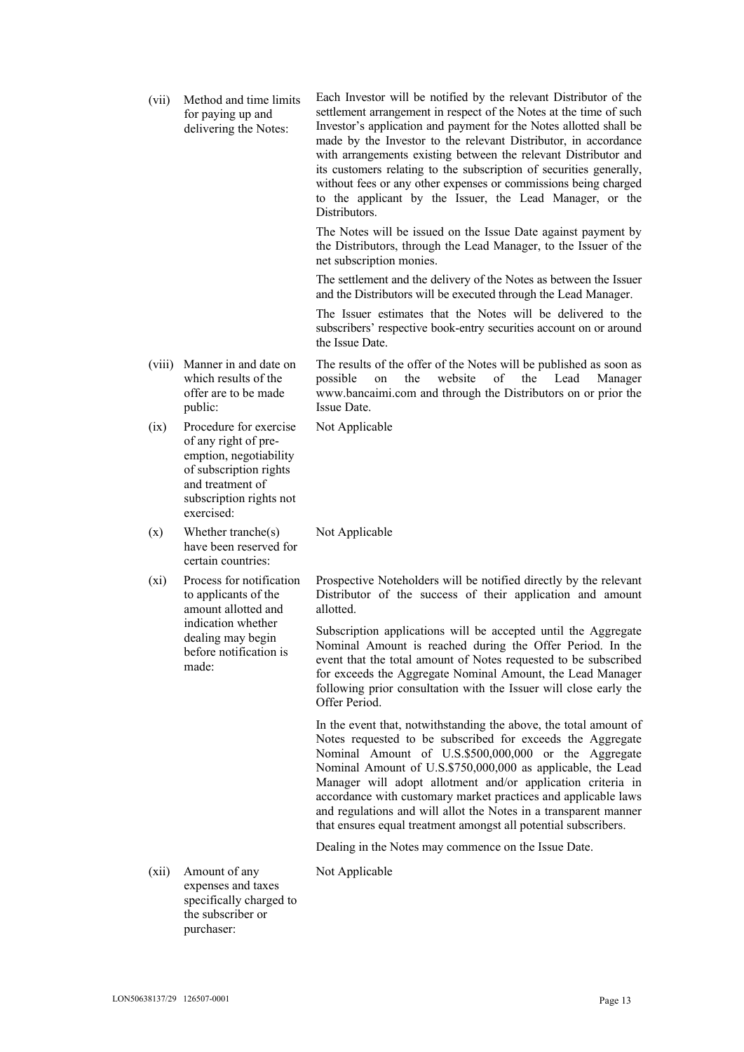| | | |
|---|---|---|
| (vii) | Method and time limits for paying up and delivering the Notes: | Each Investor will be notified by the relevant Distributor of the settlement arrangement in respect of the Notes at the time of such Investor's application and payment for the Notes allotted shall be made by the Investor to the relevant Distributor, in accordance with arrangements existing between the relevant Distributor and its customers relating to the subscription of securities generally, without fees or any other expenses or commissions being charged to the applicant by the Issuer, the Lead Manager, or the Distributors.<br><br>The Notes will be issued on the Issue Date against payment by the Distributors, through the Lead Manager, to the Issuer of the net subscription monies.<br><br>The settlement and the delivery of the Notes as between the Issuer and the Distributors will be executed through the Lead Manager.<br><br>The Issuer estimates that the Notes will be delivered to the subscribers' respective book-entry securities account on or around the Issue Date. |
| (viii) | Manner in and date on which results of the offer are to be made public: | The results of the offer of the Notes will be published as soon as possible on the website of the Lead Manager www.bancaimi.com and through the Distributors on or prior the Issue Date. |
| (ix) | Procedure for exercise of any right of pre-emption, negotiability of subscription rights and treatment of subscription rights not exercised: | Not Applicable |
| (x) | Whether tranche(s) have been reserved for certain countries: | Not Applicable |
| (xi) | Process for notification to applicants of the amount allotted and indication whether dealing may begin before notification is made: | Prospective Noteholders will be notified directly by the relevant Distributor of the success of their application and amount allotted.<br><br>Subscription applications will be accepted until the Aggregate Nominal Amount is reached during the Offer Period. In the event that the total amount of Notes requested to be subscribed for exceeds the Aggregate Nominal Amount, the Lead Manager following prior consultation with the Issuer will close early the Offer Period.<br><br>In the event that, notwithstanding the above, the total amount of Notes requested to be subscribed for exceeds the Aggregate Nominal Amount of U.S.$500,000,000 or the Aggregate Nominal Amount of U.S.$750,000,000 as applicable, the Lead Manager will adopt allotment and/or application criteria in accordance with customary market practices and applicable laws and regulations and will allot the Notes in a transparent manner that ensures equal treatment amongst all potential subscribers.<br><br>Dealing in the Notes may commence on the Issue Date. |
| (xii) | Amount of any expenses and taxes specifically charged to the subscriber or purchaser: | Not Applicable |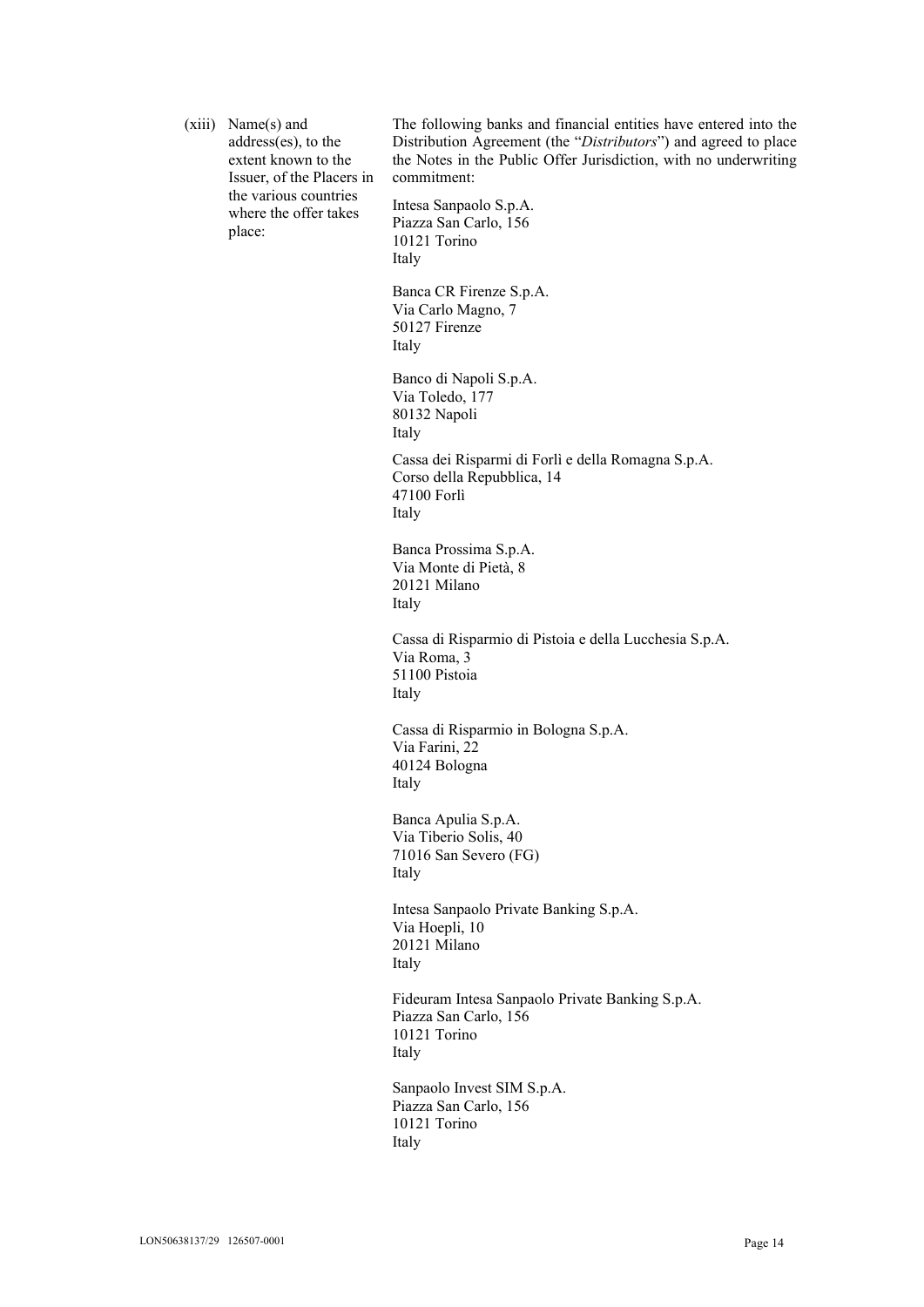(xiii) Name(s) and address(es), to the extent known to the Issuer, of the Placers in the various countries where the offer takes place:

The following banks and financial entities have entered into the Distribution Agreement (the "*Distributors*") and agreed to place the Notes in the Public Offer Jurisdiction, with no underwriting commitment:

Intesa Sanpaolo S.p.A.
Piazza San Carlo, 156
10121 Torino
Italy

Banca CR Firenze S.p.A.
Via Carlo Magno, 7
50127 Firenze
Italy

Banco di Napoli S.p.A.
Via Toledo, 177
80132 Napoli
Italy

Cassa dei Risparmi di Forlì e della Romagna S.p.A.
Corso della Repubblica, 14
47100 Forlì
Italy

Banca Prossima S.p.A.
Via Monte di Pietà, 8
20121 Milano
Italy

Cassa di Risparmio di Pistoia e della Lucchesia S.p.A.
Via Roma, 3
51100 Pistoia
Italy

Cassa di Risparmio in Bologna S.p.A.
Via Farini, 22
40124 Bologna
Italy

Banca Apulia S.p.A.
Via Tiberio Solis, 40
71016 San Severo (FG)
Italy

Intesa Sanpaolo Private Banking S.p.A.
Via Hoepli, 10
20121 Milano
Italy

Fideuram Intesa Sanpaolo Private Banking S.p.A.
Piazza San Carlo, 156
10121 Torino
Italy

Sanpaolo Invest SIM S.p.A.
Piazza San Carlo, 156
10121 Torino
Italy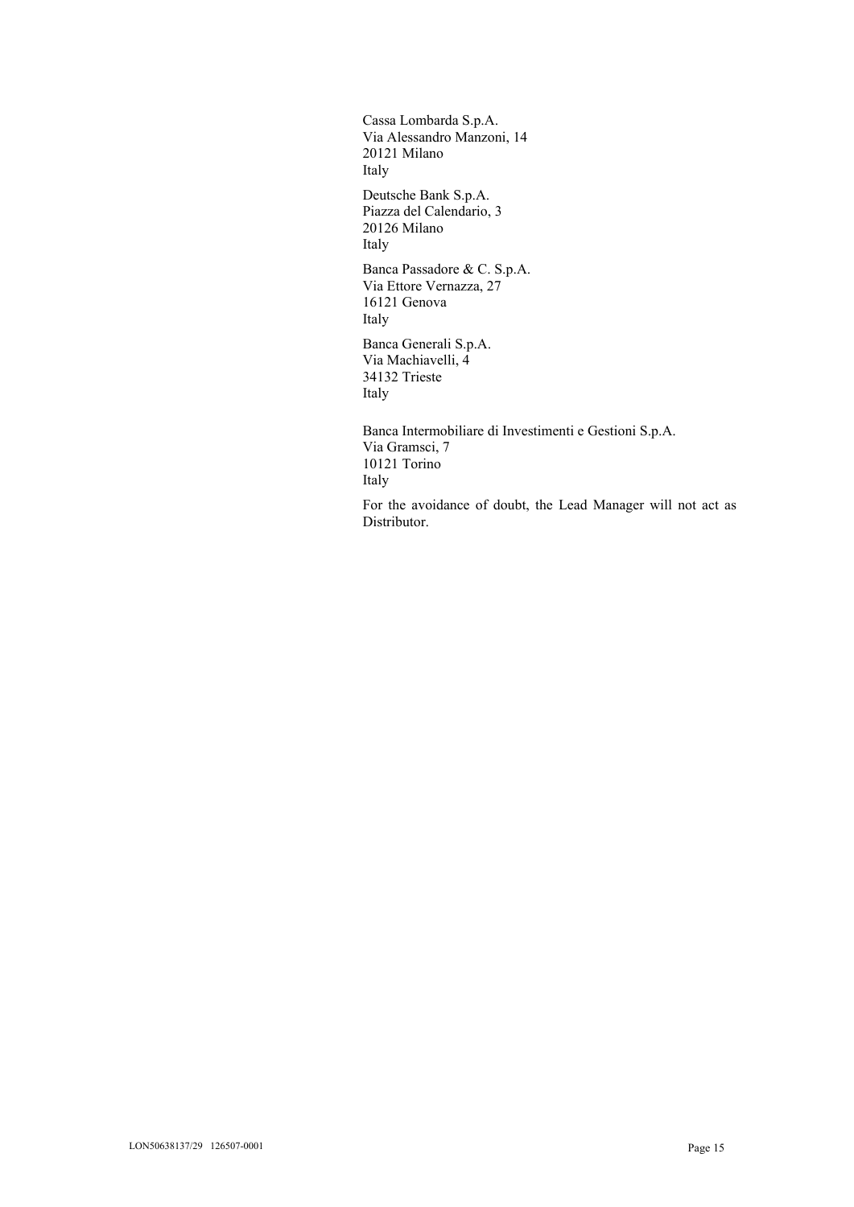Cassa Lombarda S.p.A.
Via Alessandro Manzoni, 14
20121 Milano
Italy

Deutsche Bank S.p.A.
Piazza del Calendario, 3
20126 Milano
Italy

Banca Passadore & C. S.p.A.
Via Ettore Vernazza, 27
16121 Genova
Italy

Banca Generali S.p.A.
Via Machiavelli, 4
34132 Trieste
Italy

Banca Intermobiliare di Investimenti e Gestioni S.p.A.
Via Gramsci, 7
10121 Torino
Italy

For the avoidance of doubt, the Lead Manager will not act as Distributor.